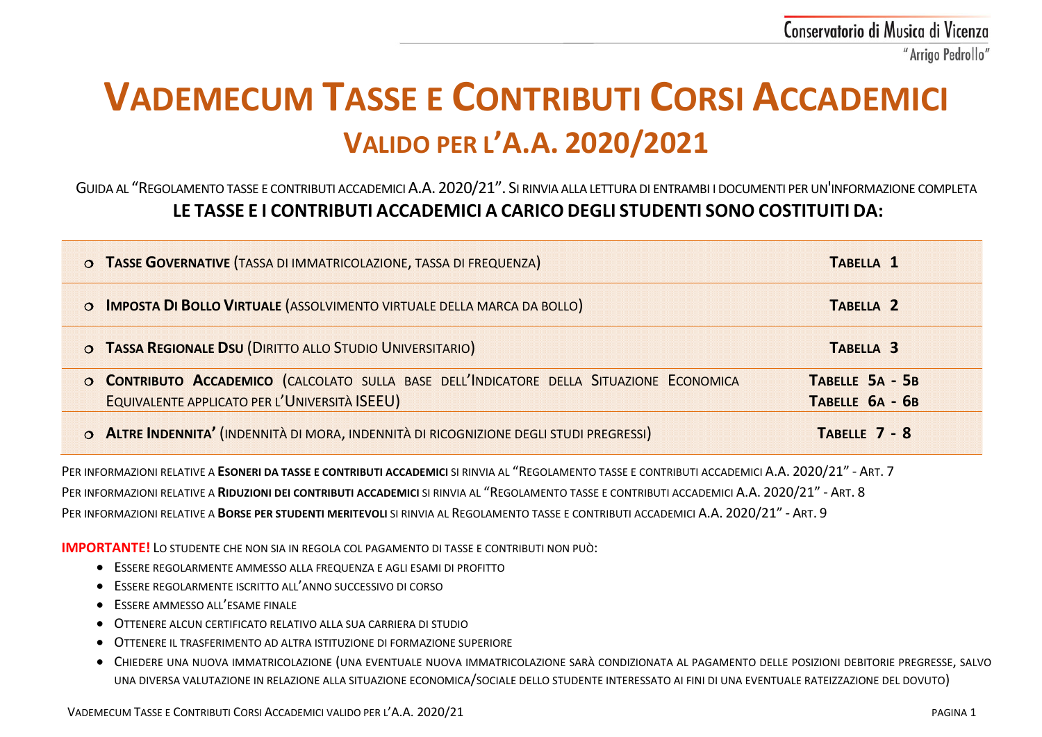# VADEMECUM TASSE E CONTRIBUTI CORSI ACCADEMICI

## VALIDO PER L'A.A. 2020/2021

GUIDA AL "REGOLAMENTO TASSE E CONTRIBUTI ACCADEMICI A.A. 2020/21". SI RINVIA ALLA LETTURA DI ENTRAMBI I DOCUMENTI PER UN'INFORMAZIONE COMPLETA

**LE TASSE E I CONTRIBUTI ACCADEMICI A CARICO DEGLI STUDENTI SONO COSTITUITI DA:**

| | |
|---|---|
| **TASSE GOVERNATIVE** (TASSA DI IMMATRICOLAZIONE, TASSA DI FREQUENZA) | **TABELLA 1** |
| **IMPOSTA DI BOLLO VIRTUALE** (ASSOLVIMENTO VIRTUALE DELLA MARCA DA BOLLO) | **TABELLA 2** |
| **TASSA REGIONALE DSU** (DIRITTO ALLO STUDIO UNIVERSITARIO) | **TABELLA 3** |
| **CONTRIBUTO ACCADEMICO** (CALCOLATO SULLA BASE DELL'INDICATORE DELLA SITUAZIONE ECONOMICA EQUIVALENTE APPLICATO PER L'UNIVERSITÀ ISEEU) | **TABELLE 5A - 5B** **TABELLE 6A - 6B** |
| **ALTRE INDENNITA'** (INDENNITÀ DI MORA, INDENNITÀ DI RICOGNIZIONE DEGLI STUDI PREGRESSI) | **TABELLE 7 - 8** |

PER INFORMAZIONI RELATIVE A **ESONERI DA TASSE E CONTRIBUTI ACCADEMICI** SI RINVIA AL "REGOLAMENTO TASSE E CONTRIBUTI ACCADEMICI A.A. 2020/21" - ART. 7

PER INFORMAZIONI RELATIVE A **RIDUZIONI DEI CONTRIBUTI ACCADEMICI** SI RINVIA AL "REGOLAMENTO TASSE E CONTRIBUTI ACCADEMICI A.A. 2020/21" - ART. 8

PER INFORMAZIONI RELATIVE A **BORSE PER STUDENTI MERITEVOLI** SI RINVIA AL REGOLAMENTO TASSE E CONTRIBUTI ACCADEMICI A.A. 2020/21" - ART. 9

**IMPORTANTE!** LO STUDENTE CHE NON SIA IN REGOLA COL PAGAMENTO DI TASSE E CONTRIBUTI NON PUÒ:

- ESSERE REGOLARMENTE AMMESSO ALLA FREQUENZA E AGLI ESAMI DI PROFITTO
- ESSERE REGOLARMENTE ISCRITTO ALL'ANNO SUCCESSIVO DI CORSO
- ESSERE AMMESSO ALL'ESAME FINALE
- OTTENERE ALCUN CERTIFICATO RELATIVO ALLA SUA CARRIERA DI STUDIO
- OTTENERE IL TRASFERIMENTO AD ALTRA ISTITUZIONE DI FORMAZIONE SUPERIORE
- CHIEDERE UNA NUOVA IMMATRICOLAZIONE (UNA EVENTUALE NUOVA IMMATRICOLAZIONE SARÀ CONDIZIONATA AL PAGAMENTO DELLE POSIZIONI DEBITORIE PREGRESSE, SALVO UNA DIVERSA VALUTAZIONE IN RELAZIONE ALLA SITUAZIONE ECONOMICA/SOCIALE DELLO STUDENTE INTERESSATO AI FINI DI UNA EVENTUALE RATEIZZAZIONE DEL DOVUTO)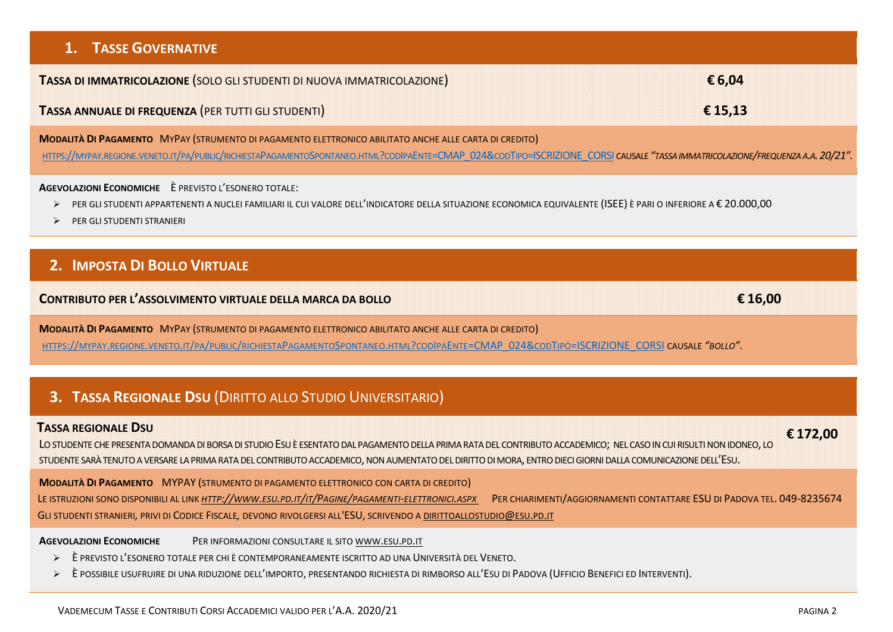## 1. Tasse Governative

**Tassa di immatricolazione** (solo gli studenti di nuova immatricolazione) **€ 6,04**

**Tassa annuale di frequenza** (per tutti gli studenti) **€ 15,13**

**Modalità Di Pagamento** MyPay (strumento di pagamento elettronico abilitato anche alle carta di credito)
https://mypay.regione.veneto.it/pa/public/richiestaPagamentoSpontaneo.html?codIpaEnte=CMAP_024&codTipo=ISCRIZIONE_CORSI causale *"tassa immatricolazione/frequenza a.a. 20/21"*.

**Agevolazioni Economiche** È previsto l'esonero totale:

- per gli studenti appartenenti a nuclei familiari il cui valore dell'indicatore della situazione economica equivalente (ISEE) è pari o inferiore a € 20.000,00
- per gli studenti stranieri

## 2. Imposta Di Bollo Virtuale

**Contributo per l'assolvimento virtuale della marca da bollo** **€ 16,00**

**Modalità Di Pagamento** MyPay (strumento di pagamento elettronico abilitato anche alle carta di credito)
https://mypay.regione.veneto.it/pa/public/richiestaPagamentoSpontaneo.html?codIpaEnte=CMAP_024&codTipo=ISCRIZIONE_CORSI causale *"bollo"*.

## 3. Tassa Regionale Dsu (Diritto allo Studio Universitario)

**Tassa regionale Dsu** **€ 172,00**

Lo studente che presenta domanda di borsa di studio Esu è esentato dal pagamento della prima rata del contributo accademico; nel caso in cui risulti non idoneo, lo studente sarà tenuto a versare la prima rata del contributo accademico, non aumentato del diritto di mora, entro dieci giorni dalla comunicazione dell'Esu.

**Modalità Di Pagamento** MyPay (strumento di pagamento elettronico con carta di credito)
Le istruzioni sono disponibili al link *http://www.esu.pd.it/it/Pagine/pagamenti-elettronici.aspx* Per chiarimenti/aggiornamenti contattare ESU di Padova tel. 049-8235674
Gli studenti stranieri, privi di Codice Fiscale, devono rivolgersi all'ESU, scrivendo a dirittoallostudio@esu.pd.it

**Agevolazioni Economiche** Per informazioni consultare il sito www.esu.pd.it

- È previsto l'esonero totale per chi è contemporaneamente iscritto ad una Università del Veneto.
- È possibile usufruire di una riduzione dell'importo, presentando richiesta di rimborso all'Esu di Padova (Ufficio Benefici ed Interventi).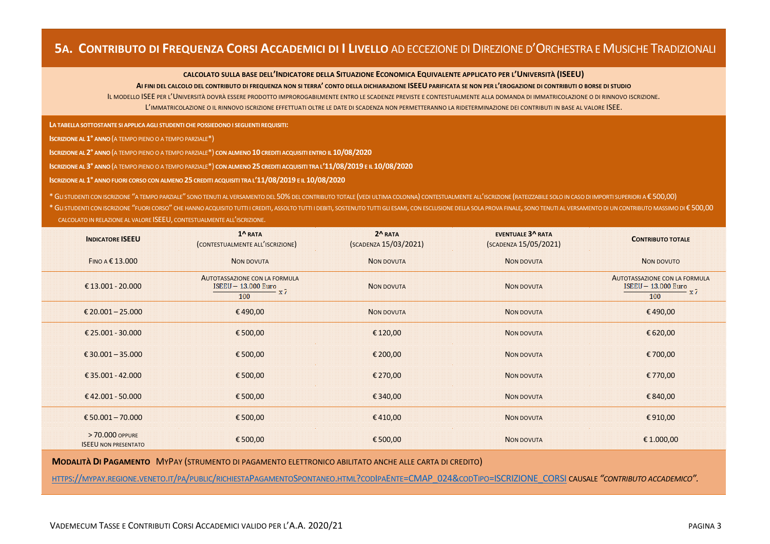## 5A. CONTRIBUTO DI FREQUENZA CORSI ACCADEMICI DI I LIVELLO AD ECCEZIONE DI DIREZIONE D'ORCHESTRA E MUSICHE TRADIZIONALI

**CALCOLATO SULLA BASE DELL'INDICATORE DELLA SITUAZIONE ECONOMICA EQUIVALENTE APPLICATO PER L'UNIVERSITÀ (ISEEU)**

**AI FINI DEL CALCOLO DEL CONTRIBUTO DI FREQUENZA NON SI TERRA' CONTO DELLA DICHIARAZIONE ISEEU PARIFICATA SE NON PER L'EROGAZIONE DI CONTRIBUTI O BORSE DI STUDIO**

IL MODELLO ISEE PER L'UNIVERSITÀ DOVRÀ ESSERE PRODOTTO IMPROROGABILMENTE ENTRO LE SCADENZE PREVISTE E CONTESTUALMENTE ALLA DOMANDA DI IMMATRICOLAZIONE O DI RINNOVO ISCRIZIONE.

L'IMMATRICOLAZIONE O IL RINNOVO ISCRIZIONE EFFETTUATI OLTRE LE DATE DI SCADENZA NON PERMETTERANNO LA RIDETERMINAZIONE DEI CONTRIBUTI IN BASE AL VALORE ISEE.

**LA TABELLA SOTTOSTANTE SI APPLICA AGLI STUDENTI CHE POSSIEDONO I SEGUENTI REQUISITI:**

**ISCRIZIONE AL 1° ANNO** (A TEMPO PIENO O A TEMPO PARZIALE*)

**ISCRIZIONE AL 2° ANNO** (A TEMPO PIENO O A TEMPO PARZIALE*) **CON ALMENO 10 CREDITI ACQUISITI ENTRO IL 10/08/2020**

**ISCRIZIONE AL 3° ANNO** (A TEMPO PIENO O A TEMPO PARZIALE*) **CON ALMENO 25 CREDITI ACQUISITI TRA L'11/08/2019 E IL 10/08/2020**

**ISCRIZIONE AL 1° ANNO FUORI CORSO CON ALMENO 25 CREDITI ACQUISITI TRA L'11/08/2019 E IL 10/08/2020**

\* GLI STUDENTI CON ISCRIZIONE "A TEMPO PARZIALE" SONO TENUTI AL VERSAMENTO DEL 50% DEL CONTRIBUTO TOTALE (VEDI ULTIMA COLONNA) CONTESTUALMENTE ALL'ISCRIZIONE (RATEIZZABILE SOLO IN CASO DI IMPORTI SUPERIORI A € 500,00)

\* GLI STUDENTI CON ISCRIZIONE "FUORI CORSO" CHE HANNO ACQUISITO TUTTI I CREDITI, ASSOLTO TUTTI I DEBITI, SOSTENUTO TUTTI GLI ESAMI, CON ESCLUSIONE DELLA SOLA PROVA FINALE, SONO TENUTI AL VERSAMENTO DI UN CONTRIBUTO MASSIMO DI € 500,00 CALCOLATO IN RELAZIONE AL VALORE ISEEU, CONTESTUALMENTE ALL'ISCRIZIONE.

| INDICATORE ISEEU | 1^ RATA (CONTESTUALMENTE ALL'ISCRIZIONE) | 2^ RATA (SCADENZA 15/03/2021) | EVENTUALE 3^ RATA (SCADENZA 15/05/2021) | CONTRIBUTO TOTALE |
|---|---|---|---|---|
| FINO A € 13.000 | NON DOVUTA | NON DOVUTA | NON DOVUTA | NON DOVUTO |
| € 13.001 - 20.000 | AUTOTASSAZIONE CON LA FORMULA $\frac{\text{ISEEU} - 13.000 \text{ Euro}}{100} \times 7$ | NON DOVUTA | NON DOVUTA | AUTOTASSAZIONE CON LA FORMULA $\frac{\text{ISEEU} - 13.000 \text{ Euro}}{100} \times 7$ |
| € 20.001 – 25.000 | € 490,00 | NON DOVUTA | NON DOVUTA | € 490,00 |
| € 25.001 - 30.000 | € 500,00 | € 120,00 | NON DOVUTA | € 620,00 |
| € 30.001 – 35.000 | € 500,00 | € 200,00 | NON DOVUTA | € 700,00 |
| € 35.001 - 42.000 | € 500,00 | € 270,00 | NON DOVUTA | € 770,00 |
| € 42.001 - 50.000 | € 500,00 | € 340,00 | NON DOVUTA | € 840,00 |
| € 50.001 – 70.000 | € 500,00 | € 410,00 | NON DOVUTA | € 910,00 |
| > 70.000 OPPURE ISEEU NON PRESENTATO | € 500,00 | € 500,00 | NON DOVUTA | € 1.000,00 |

**MODALITÀ DI PAGAMENTO** MYPAY (STRUMENTO DI PAGAMENTO ELETTRONICO ABILITATO ANCHE ALLE CARTA DI CREDITO)

HTTPS://MYPAY.REGIONE.VENETO.IT/PA/PUBLIC/RICHIESTAPAGAMENTOSPONTANEO.HTML?CODIPAENTE=CMAP_024&CODTIPO=ISCRIZIONE_CORSI CAUSALE *"CONTRIBUTO ACCADEMICO".*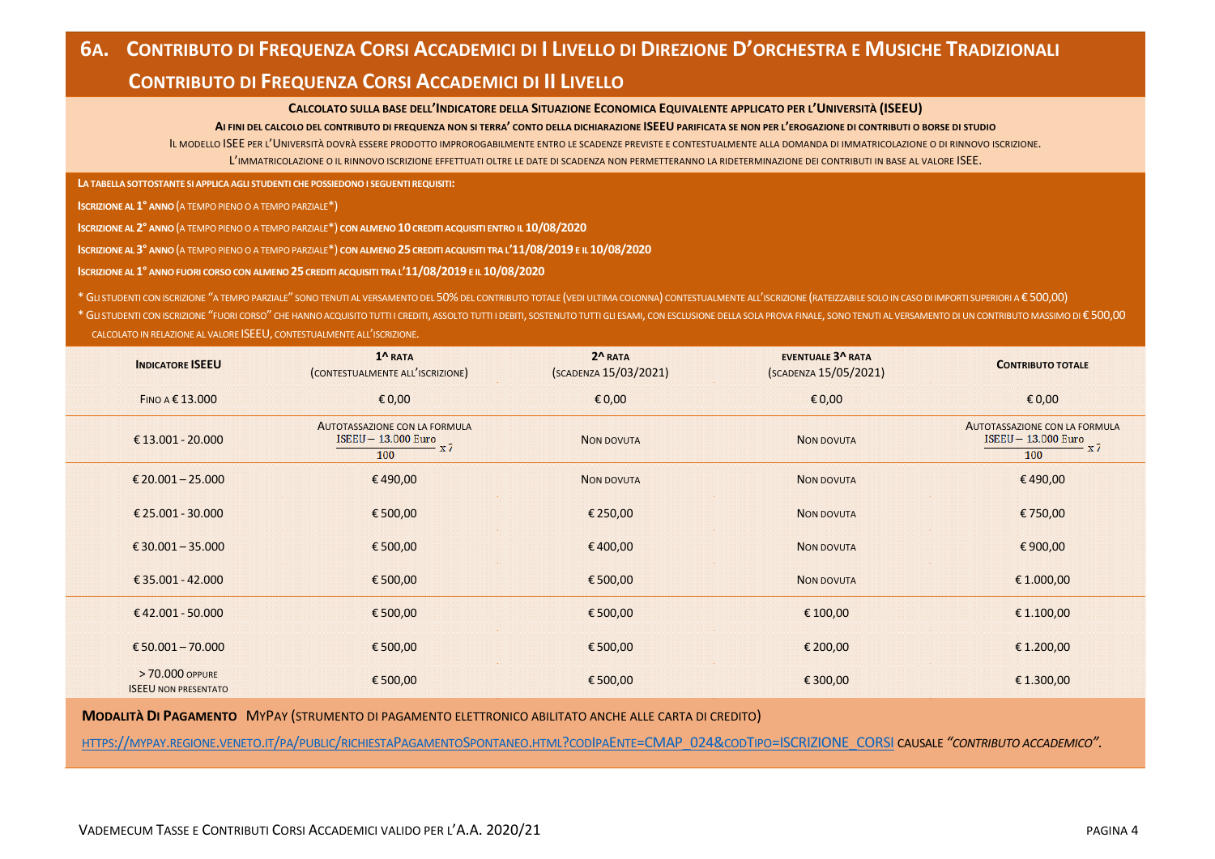## 6A. Contributo di Frequenza Corsi Accademici di I Livello di Direzione d'Orchestra e Musiche Tradizionali

## Contributo di Frequenza Corsi Accademici di II Livello

**Calcolato sulla base dell'Indicatore della Situazione Economica Equivalente applicato per l'Università (ISEEU)**

**Ai fini del calcolo del contributo di frequenza non si terra' conto della dichiarazione ISEEU parificata se non per l'erogazione di contributi o borse di studio**

Il modello ISEE per l'Università dovrà essere prodotto improrogabilmente entro le scadenze previste e contestualmente alla domanda di immatricolazione o di rinnovo iscrizione.

L'immatricolazione o il rinnovo iscrizione effettuati oltre le date di scadenza non permetteranno la rideterminazione dei contributi in base al valore ISEE.

**La tabella sottostante si applica agli studenti che possiedono i seguenti requisiti:**

**Iscrizione al 1° anno** (a tempo pieno o a tempo parziale*)

**Iscrizione al 2° anno** (a tempo pieno o a tempo parziale*) **con almeno 10 crediti acquisiti entro il 10/08/2020**

**Iscrizione al 3° anno** (a tempo pieno o a tempo parziale*) **con almeno 25 crediti acquisiti tra l'11/08/2019 e il 10/08/2020**

**Iscrizione al 1° anno fuori corso con almeno 25 crediti acquisiti tra l'11/08/2019 e il 10/08/2020**

* Gli studenti con iscrizione "a tempo parziale" sono tenuti al versamento del 50% del contributo totale (vedi ultima colonna) contestualmente all'iscrizione (rateizzabile solo in caso di importi superiori a € 500,00)

* Gli studenti con iscrizione "fuori corso" che hanno acquisito tutti i crediti, assolto tutti i debiti, sostenuto tutti gli esami, con esclusione della sola prova finale, sono tenuti al versamento di un contributo massimo di € 500,00 calcolato in relazione al valore ISEEU, contestualmente all'iscrizione.

| **Indicatore ISEEU** | **1^ rata** (contestualmente all'iscrizione) | **2^ rata** (scadenza 15/03/2021) | **eventuale 3^ rata** (scadenza 15/05/2021) | **Contributo totale** |
|---|---|---|---|---|
| Fino a € 13.000 | € 0,00 | € 0,00 | € 0,00 | € 0,00 |
| € 13.001 - 20.000 | Autotassazione con la formula $\frac{\text{ISEEU} - 13.000 \text{ Euro}}{100} \times 7$ | Non dovuta | Non dovuta | Autotassazione con la formula $\frac{\text{ISEEU} - 13.000 \text{ Euro}}{100} \times 7$ |
| € 20.001 – 25.000 | € 490,00 | Non dovuta | Non dovuta | € 490,00 |
| € 25.001 - 30.000 | € 500,00 | € 250,00 | Non dovuta | € 750,00 |
| € 30.001 – 35.000 | € 500,00 | € 400,00 | Non dovuta | € 900,00 |
| € 35.001 - 42.000 | € 500,00 | € 500,00 | Non dovuta | € 1.000,00 |
| € 42.001 - 50.000 | € 500,00 | € 500,00 | € 100,00 | € 1.100,00 |
| € 50.001 – 70.000 | € 500,00 | € 500,00 | € 200,00 | € 1.200,00 |
| > 70.000 oppure ISEEU non presentato | € 500,00 | € 500,00 | € 300,00 | € 1.300,00 |

**Modalità di Pagamento** MyPay (strumento di pagamento elettronico abilitato anche alle carta di credito)

https://mypay.regione.veneto.it/pa/public/richiestaPagamentoSpontaneo.html?codIpaEnte=CMAP_024&codTipo=ISCRIZIONE_CORSI causale ***"contributo accademico"***.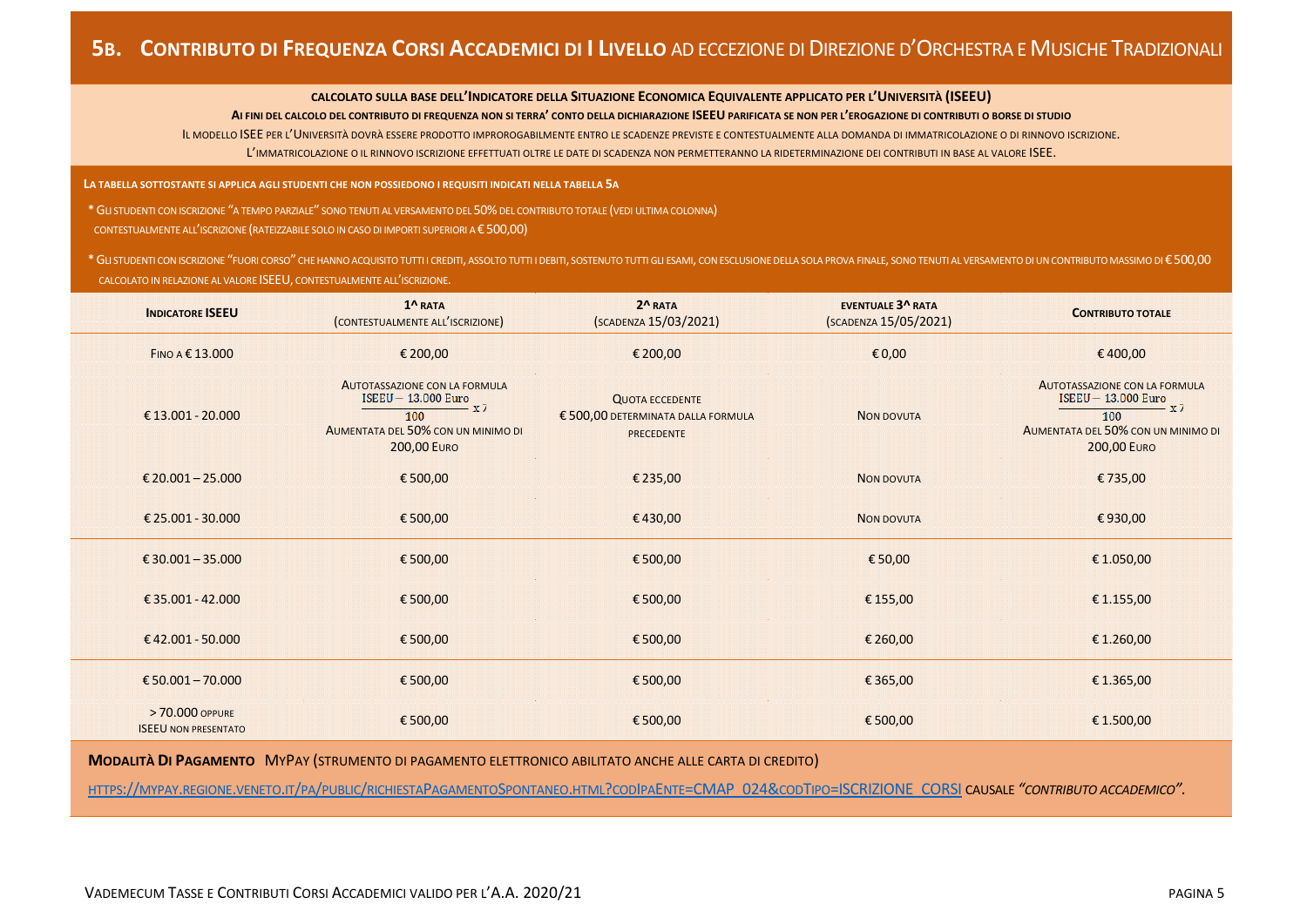## 5B. Contributo di Frequenza Corsi Accademici di I Livello ad eccezione di Direzione d'Orchestra e Musiche Tradizionali

**Calcolato sulla base dell'Indicatore della Situazione Economica Equivalente applicato per l'Università (ISEEU)**

**Ai fini del calcolo del contributo di frequenza non si terra' conto della dichiarazione ISEEU parificata se non per l'erogazione di contributi o borse di studio**

Il modello ISEE per l'Università dovrà essere prodotto improrogabilmente entro le scadenze previste e contestualmente alla domanda di immatricolazione o di rinnovo iscrizione.

L'immatricolazione o il rinnovo iscrizione effettuati oltre le date di scadenza non permetteranno la rideterminazione dei contributi in base al valore ISEE.

**La tabella sottostante si applica agli studenti che non possiedono i requisiti indicati nella tabella 5A**

\* Gli studenti con iscrizione "a tempo parziale" sono tenuti al versamento del 50% del contributo totale (vedi ultima colonna) contestualmente all'iscrizione (rateizzabile solo in caso di importi superiori a € 500,00)

\* Gli studenti con iscrizione "fuori corso" che hanno acquisito tutti i crediti, assolto tutti i debiti, sostenuto tutti gli esami, con esclusione della sola prova finale, sono tenuti al versamento di un contributo massimo di € 500,00 calcolato in relazione al valore ISEEU, contestualmente all'iscrizione.

| Indicatore ISEEU | 1^ rata (contestualmente all'iscrizione) | 2^ rata (scadenza 15/03/2021) | Eventuale 3^ rata (scadenza 15/05/2021) | Contributo totale |
|---|---|---|---|---|
| Fino a € 13.000 | € 200,00 | € 200,00 | € 0,00 | € 400,00 |
| € 13.001 - 20.000 | Autotassazione con la formula $\frac{\text{ISEEU} - 13.000 \text{ Euro}}{100} \times 7$ Aumentata del 50% con un minimo di 200,00 Euro | Quota eccedente € 500,00 determinata dalla formula precedente | Non dovuta | Autotassazione con la formula $\frac{\text{ISEEU} - 13.000 \text{ Euro}}{100} \times 7$ Aumentata del 50% con un minimo di 200,00 Euro |
| € 20.001 – 25.000 | € 500,00 | € 235,00 | Non dovuta | € 735,00 |
| € 25.001 - 30.000 | € 500,00 | € 430,00 | Non dovuta | € 930,00 |
| € 30.001 – 35.000 | € 500,00 | € 500,00 | € 50,00 | € 1.050,00 |
| € 35.001 - 42.000 | € 500,00 | € 500,00 | € 155,00 | € 1.155,00 |
| € 42.001 - 50.000 | € 500,00 | € 500,00 | € 260,00 | € 1.260,00 |
| € 50.001 – 70.000 | € 500,00 | € 500,00 | € 365,00 | € 1.365,00 |
| > 70.000 oppure ISEEU non presentato | € 500,00 | € 500,00 | € 500,00 | € 1.500,00 |

**Modalità di Pagamento** MyPay (strumento di pagamento elettronico abilitato anche alle carta di credito)

https://mypay.regione.veneto.it/pa/public/richiestaPagamentoSpontaneo.html?codIpaEnte=CMAP_024&codTipo=ISCRIZIONE_CORSI causale *"contributo accademico"*.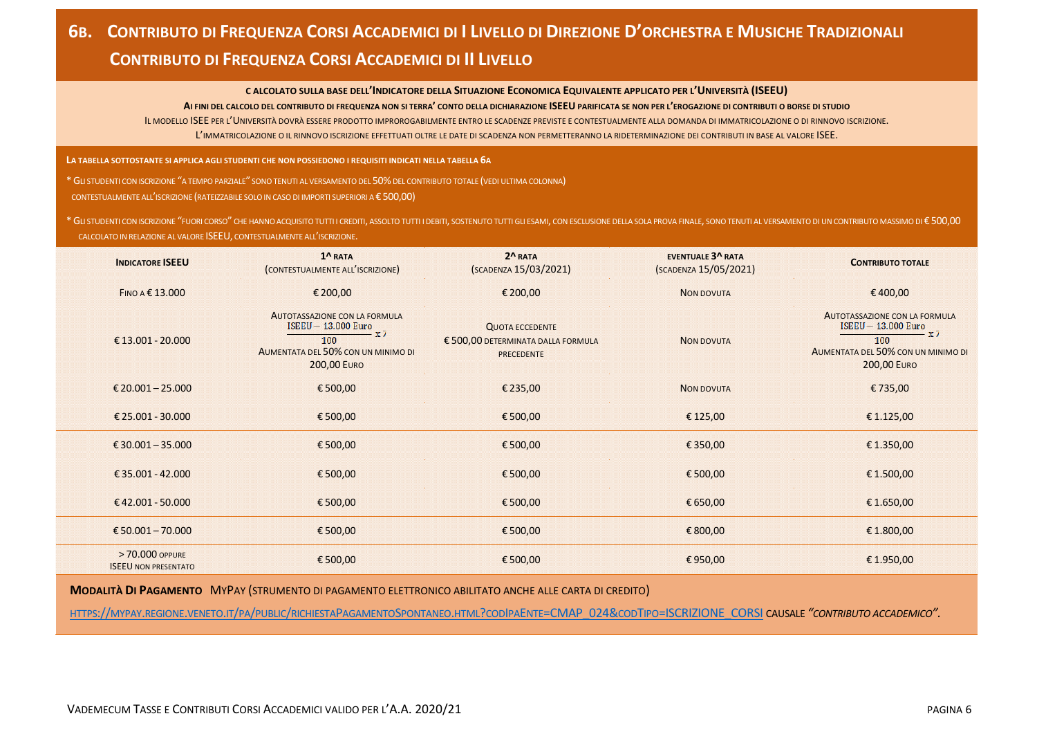# 6B. Contributo di Frequenza Corsi Accademici di I Livello di Direzione d'Orchestra e Musiche Tradizionali

## Contributo di Frequenza Corsi Accademici di II Livello

**Calcolato sulla base dell'Indicatore della Situazione Economica Equivalente applicato per l'Università (ISEEU)**

**Ai fini del calcolo del contributo di frequenza non si terra' conto della dichiarazione ISEEU parificata se non per l'erogazione di contributi o borse di studio**

Il modello ISEE per l'Università dovrà essere prodotto improrogabilmente entro le scadenze previste e contestualmente alla domanda di immatricolazione o di rinnovo iscrizione.

L'immatricolazione o il rinnovo iscrizione effettuati oltre le date di scadenza non permetteranno la rideterminazione dei contributi in base al valore ISEE.

**La tabella sottostante si applica agli studenti che non possiedono i requisiti indicati nella tabella 6A**

* Gli studenti con iscrizione "a tempo parziale" sono tenuti al versamento del 50% del contributo totale (vedi ultima colonna) contestualmente all'iscrizione (rateizzabile solo in caso di importi superiori a € 500,00)

* Gli studenti con iscrizione "fuori corso" che hanno acquisito tutti i crediti, assolto tutti i debiti, sostenuto tutti gli esami, con esclusione della sola prova finale, sono tenuti al versamento di un contributo massimo di € 500,00 calcolato in relazione al valore ISEEU, contestualmente all'iscrizione.

| **Indicatore ISEEU** | **1^ rata** (contestualmente all'iscrizione) | **2^ rata** (scadenza 15/03/2021) | **eventuale 3^ rata** (scadenza 15/05/2021) | **Contributo totale** |
|---|---|---|---|---|
| Fino a € 13.000 | € 200,00 | € 200,00 | Non dovuta | € 400,00 |
| € 13.001 - 20.000 | Autotassazione con la formula $\frac{\text{ISEEU} - 13.000 \text{ Euro}}{100} \times 7$ Aumentata del 50% con un minimo di 200,00 Euro | Quota eccedente € 500,00 determinata dalla formula precedente | Non dovuta | Autotassazione con la formula $\frac{\text{ISEEU} - 13.000 \text{ Euro}}{100} \times 7$ Aumentata del 50% con un minimo di 200,00 Euro |
| € 20.001 – 25.000 | € 500,00 | € 235,00 | Non dovuta | € 735,00 |
| € 25.001 - 30.000 | € 500,00 | € 500,00 | € 125,00 | € 1.125,00 |
| € 30.001 – 35.000 | € 500,00 | € 500,00 | € 350,00 | € 1.350,00 |
| € 35.001 - 42.000 | € 500,00 | € 500,00 | € 500,00 | € 1.500,00 |
| € 42.001 - 50.000 | € 500,00 | € 500,00 | € 650,00 | € 1.650,00 |
| € 50.001 – 70.000 | € 500,00 | € 500,00 | € 800,00 | € 1.800,00 |
| > 70.000 oppure ISEEU non presentato | € 500,00 | € 500,00 | € 950,00 | € 1.950,00 |

**Modalità di Pagamento** MyPay (strumento di pagamento elettronico abilitato anche alle carta di credito)

https://mypay.regione.veneto.it/pa/public/richiestaPagamentoSpontaneo.html?codIpaEnte=CMAP_024&codTipo=ISCRIZIONE_CORSI causale *"contributo accademico"*.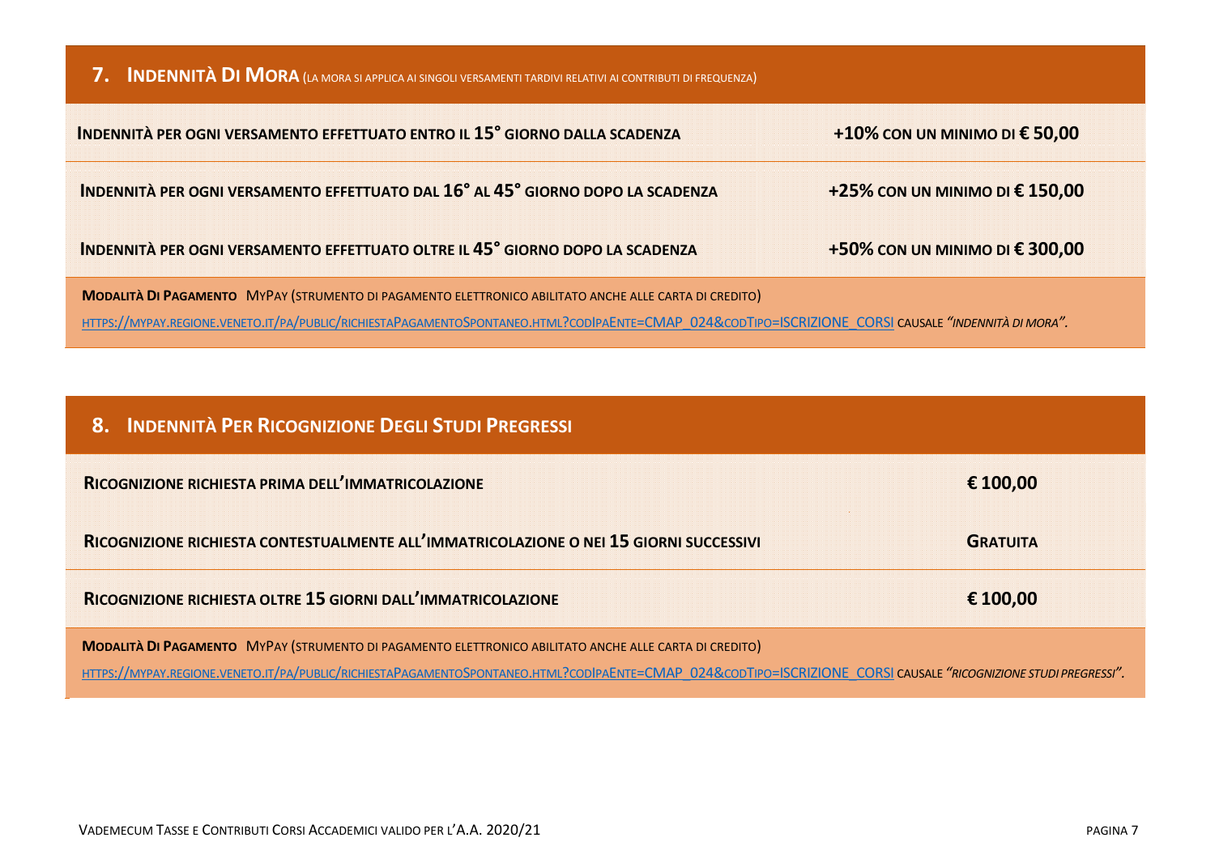## 7. Indennità Di Mora (la mora si applica ai singoli versamenti tardivi relativi ai contributi di frequenza)

| | |
|---|---|
| **Indennità per ogni versamento effettuato entro il 15° giorno dalla scadenza** | **+10% con un minimo di € 50,00** |
| **Indennità per ogni versamento effettuato dal 16° al 45° giorno dopo la scadenza** | **+25% con un minimo di € 150,00** |
| **Indennità per ogni versamento effettuato oltre il 45° giorno dopo la scadenza** | **+50% con un minimo di € 300,00** |

**Modalità Di Pagamento** MyPay (strumento di pagamento elettronico abilitato anche alle carta di credito)

https://mypay.regione.veneto.it/pa/public/richiestaPagamentoSpontaneo.html?codIpaEnte=CMAP_024&codTipo=ISCRIZIONE_CORSI causale *"Indennità di mora"*.

## 8. Indennità Per Ricognizione Degli Studi Pregressi

| | |
|---|---|
| **Ricognizione richiesta prima dell'immatricolazione** | **€ 100,00** |
| **Ricognizione richiesta contestualmente all'immatricolazione o nei 15 giorni successivi** | **Gratuita** |
| **Ricognizione richiesta oltre 15 giorni dall'immatricolazione** | **€ 100,00** |

**Modalità Di Pagamento** MyPay (strumento di pagamento elettronico abilitato anche alle carta di credito)

https://mypay.regione.veneto.it/pa/public/richiestaPagamentoSpontaneo.html?codIpaEnte=CMAP_024&codTipo=ISCRIZIONE_CORSI causale *"Ricognizione studi pregressi"*.